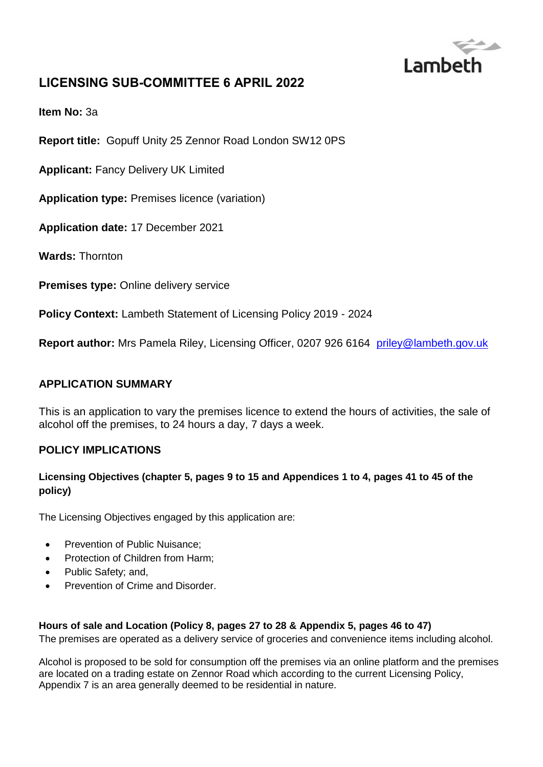Lambeth

# LICENSING SUB-COMMITTEE 6 APRIL 2022

**Item No:** 3a

**Report title:** Gopuff Unity 25 Zennor Road London SW12 0PS

**Applicant:** Fancy Delivery UK Limited

**Application type:** Premises licence (variation)

**Application date:** 17 December 2021

**Wards:** Thornton

**Premises type:** Online delivery service

**Policy Context:** Lambeth Statement of Licensing Policy 2019 - 2024

**Report author:** Mrs Pamela Riley, Licensing Officer, 0207 926 6164 priley@lambeth.gov.uk

## APPLICATION SUMMARY

This is an application to vary the premises licence to extend the hours of activities, the sale of alcohol off the premises, to 24 hours a day, 7 days a week.

## POLICY IMPLICATIONS

### Licensing Objectives (chapter 5, pages 9 to 15 and Appendices 1 to 4, pages 41 to 45 of the policy)

The Licensing Objectives engaged by this application are:

- Prevention of Public Nuisance;
- Protection of Children from Harm;
- Public Safety; and,
- Prevention of Crime and Disorder.

### Hours of sale and Location (Policy 8, pages 27 to 28 & Appendix 5, pages 46 to 47)

The premises are operated as a delivery service of groceries and convenience items including alcohol.

Alcohol is proposed to be sold for consumption off the premises via an online platform and the premises are located on a trading estate on Zennor Road which according to the current Licensing Policy, Appendix 7 is an area generally deemed to be residential in nature.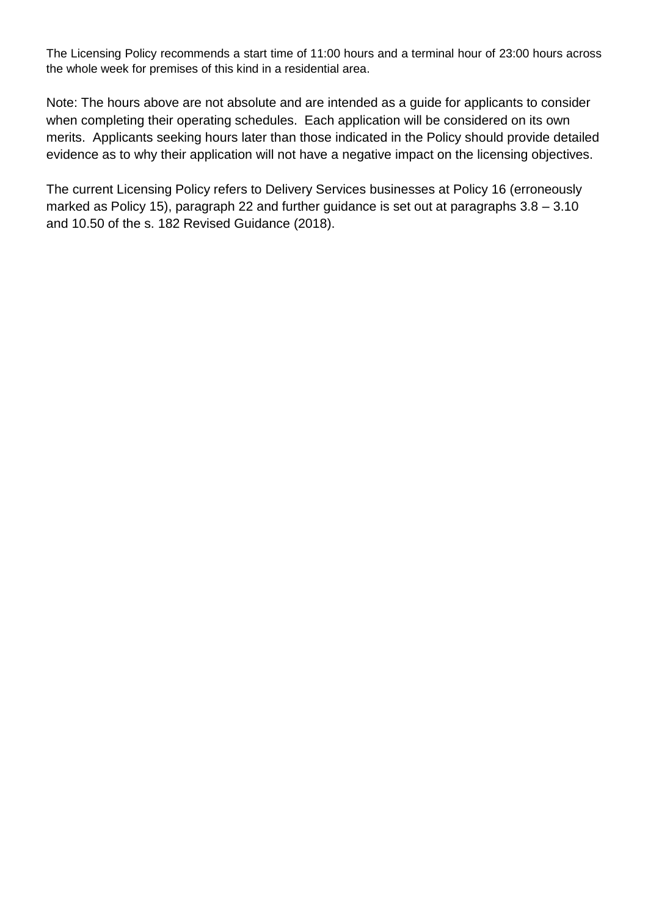The Licensing Policy recommends a start time of 11:00 hours and a terminal hour of 23:00 hours across the whole week for premises of this kind in a residential area.

Note: The hours above are not absolute and are intended as a guide for applicants to consider when completing their operating schedules. Each application will be considered on its own merits. Applicants seeking hours later than those indicated in the Policy should provide detailed evidence as to why their application will not have a negative impact on the licensing objectives.

The current Licensing Policy refers to Delivery Services businesses at Policy 16 (erroneously marked as Policy 15), paragraph 22 and further guidance is set out at paragraphs 3.8 – 3.10 and 10.50 of the s. 182 Revised Guidance (2018).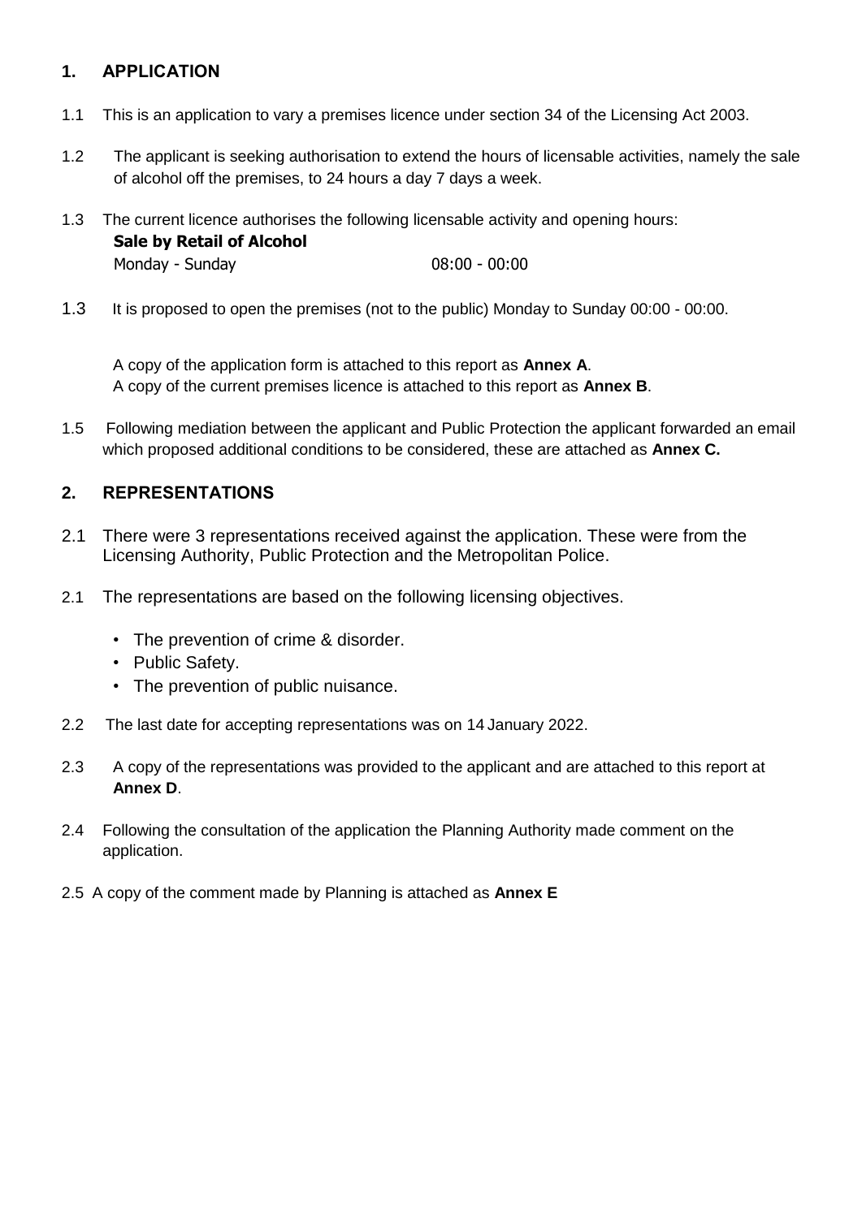## 1. APPLICATION

1.1 This is an application to vary a premises licence under section 34 of the Licensing Act 2003.

1.2 The applicant is seeking authorisation to extend the hours of licensable activities, namely the sale of alcohol off the premises, to 24 hours a day 7 days a week.

1.3 The current licence authorises the following licensable activity and opening hours:

**Sale by Retail of Alcohol**

| Monday - Sunday | 08:00 - 00:00 |
|---|---|

1.3 It is proposed to open the premises (not to the public) Monday to Sunday 00:00 - 00:00.

A copy of the application form is attached to this report as **Annex A**.
A copy of the current premises licence is attached to this report as **Annex B**.

1.5 Following mediation between the applicant and Public Protection the applicant forwarded an email which proposed additional conditions to be considered, these are attached as **Annex C.**

## 2. REPRESENTATIONS

2.1 There were 3 representations received against the application. These were from the Licensing Authority, Public Protection and the Metropolitan Police.

2.1 The representations are based on the following licensing objectives.

- The prevention of crime & disorder.
- Public Safety.
- The prevention of public nuisance.

2.2 The last date for accepting representations was on 14 January 2022.

2.3 A copy of the representations was provided to the applicant and are attached to this report at **Annex D**.

2.4 Following the consultation of the application the Planning Authority made comment on the application.

2.5 A copy of the comment made by Planning is attached as **Annex E**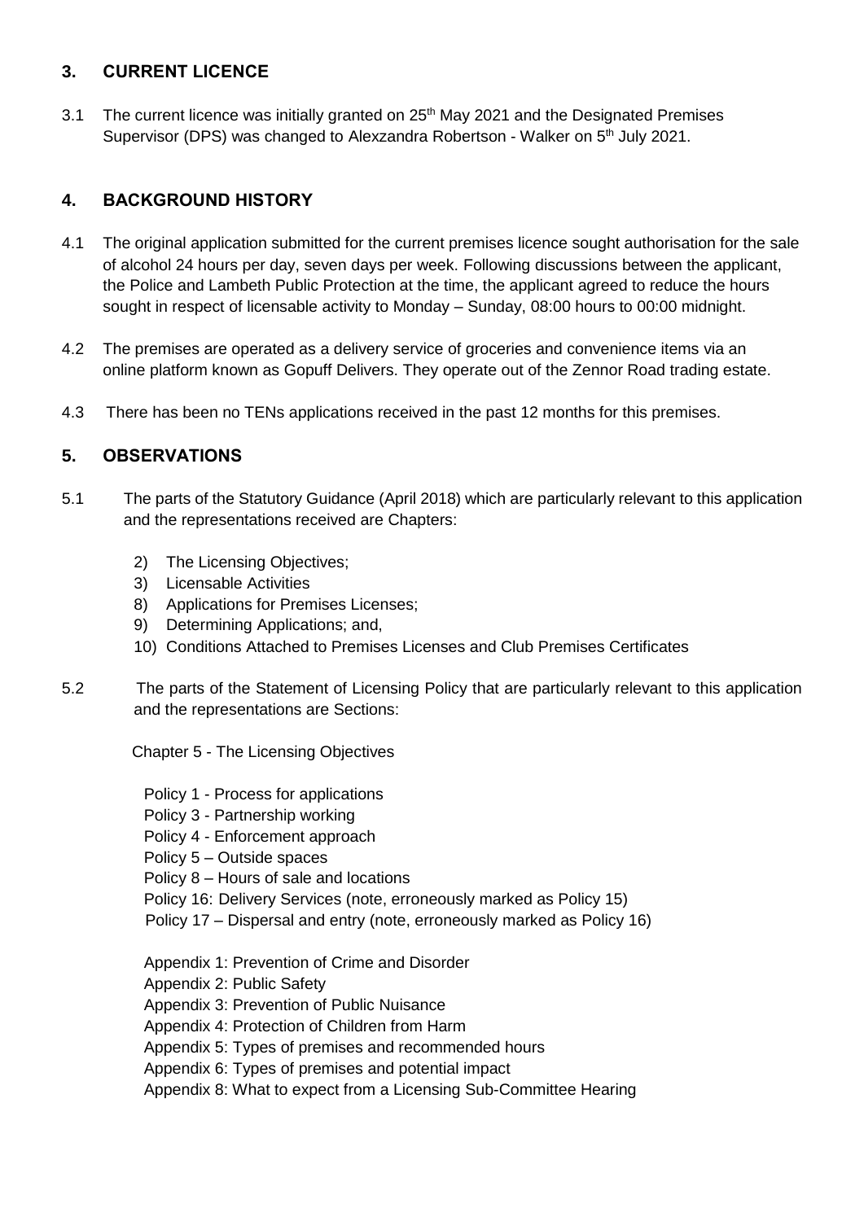## 3. CURRENT LICENCE

3.1 The current licence was initially granted on 25th May 2021 and the Designated Premises Supervisor (DPS) was changed to Alexzandra Robertson - Walker on 5th July 2021.

## 4. BACKGROUND HISTORY

4.1 The original application submitted for the current premises licence sought authorisation for the sale of alcohol 24 hours per day, seven days per week. Following discussions between the applicant, the Police and Lambeth Public Protection at the time, the applicant agreed to reduce the hours sought in respect of licensable activity to Monday – Sunday, 08:00 hours to 00:00 midnight.

4.2 The premises are operated as a delivery service of groceries and convenience items via an online platform known as Gopuff Delivers. They operate out of the Zennor Road trading estate.

4.3 There has been no TENs applications received in the past 12 months for this premises.

## 5. OBSERVATIONS

5.1 The parts of the Statutory Guidance (April 2018) which are particularly relevant to this application and the representations received are Chapters:

2) The Licensing Objectives;
3) Licensable Activities
8) Applications for Premises Licenses;
9) Determining Applications; and,
10) Conditions Attached to Premises Licenses and Club Premises Certificates

5.2 The parts of the Statement of Licensing Policy that are particularly relevant to this application and the representations are Sections:

Chapter 5 - The Licensing Objectives

Policy 1 - Process for applications
Policy 3 - Partnership working
Policy 4 - Enforcement approach
Policy 5 – Outside spaces
Policy 8 – Hours of sale and locations
Policy 16: Delivery Services (note, erroneously marked as Policy 15)
Policy 17 – Dispersal and entry (note, erroneously marked as Policy 16)

Appendix 1: Prevention of Crime and Disorder
Appendix 2: Public Safety
Appendix 3: Prevention of Public Nuisance
Appendix 4: Protection of Children from Harm
Appendix 5: Types of premises and recommended hours
Appendix 6: Types of premises and potential impact
Appendix 8: What to expect from a Licensing Sub-Committee Hearing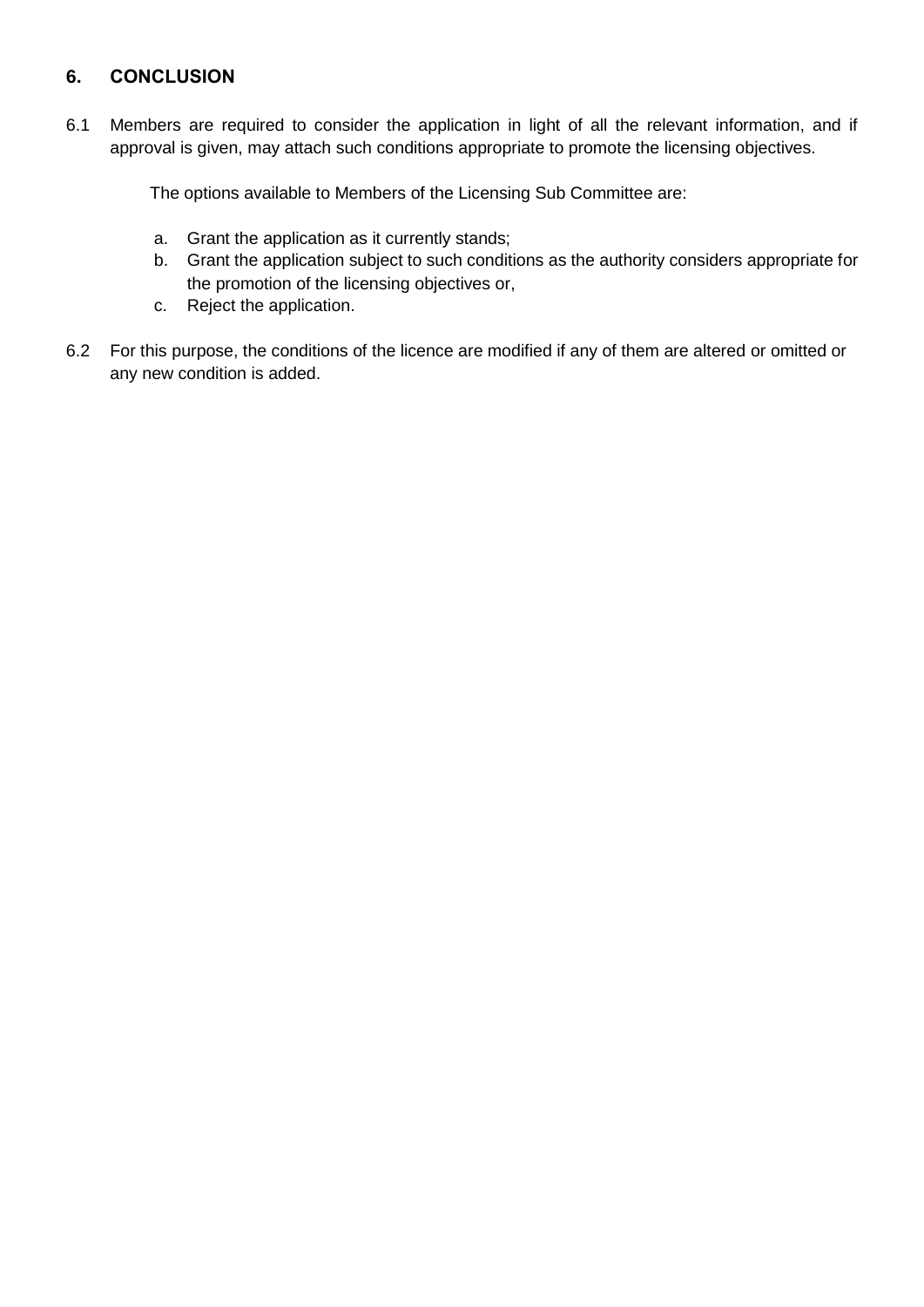## 6. CONCLUSION

6.1 Members are required to consider the application in light of all the relevant information, and if approval is given, may attach such conditions appropriate to promote the licensing objectives.

The options available to Members of the Licensing Sub Committee are:

a. Grant the application as it currently stands;
b. Grant the application subject to such conditions as the authority considers appropriate for the promotion of the licensing objectives or,
c. Reject the application.

6.2 For this purpose, the conditions of the licence are modified if any of them are altered or omitted or any new condition is added.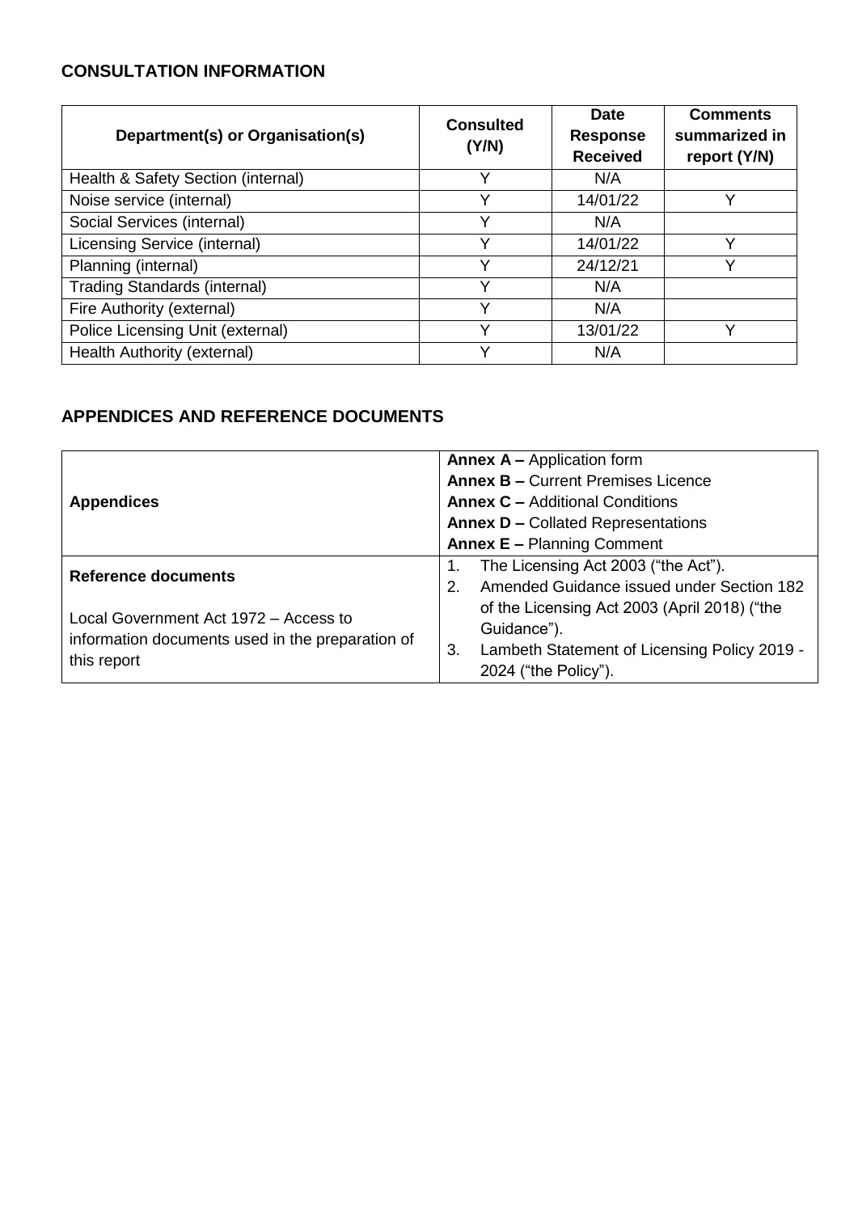## CONSULTATION INFORMATION

| Department(s) or Organisation(s) | Consulted (Y/N) | Date Response Received | Comments summarized in report (Y/N) |
|---|---|---|---|
| Health & Safety Section (internal) | Y | N/A | |
| Noise service (internal) | Y | 14/01/22 | Y |
| Social Services (internal) | Y | N/A | |
| Licensing Service (internal) | Y | 14/01/22 | Y |
| Planning (internal) | Y | 24/12/21 | Y |
| Trading Standards (internal) | Y | N/A | |
| Fire Authority (external) | Y | N/A | |
| Police Licensing Unit (external) | Y | 13/01/22 | Y |
| Health Authority (external) | Y | N/A | |

## APPENDICES AND REFERENCE DOCUMENTS

| | |
|---|---|
| **Appendices** | **Annex A –** Application form<br>**Annex B –** Current Premises Licence<br>**Annex C –** Additional Conditions<br>**Annex D –** Collated Representations<br>**Annex E –** Planning Comment |
| **Reference documents**<br><br>Local Government Act 1972 – Access to information documents used in the preparation of this report | 1. The Licensing Act 2003 ("the Act").<br>2. Amended Guidance issued under Section 182 of the Licensing Act 2003 (April 2018) ("the Guidance").<br>3. Lambeth Statement of Licensing Policy 2019 - 2024 ("the Policy"). |